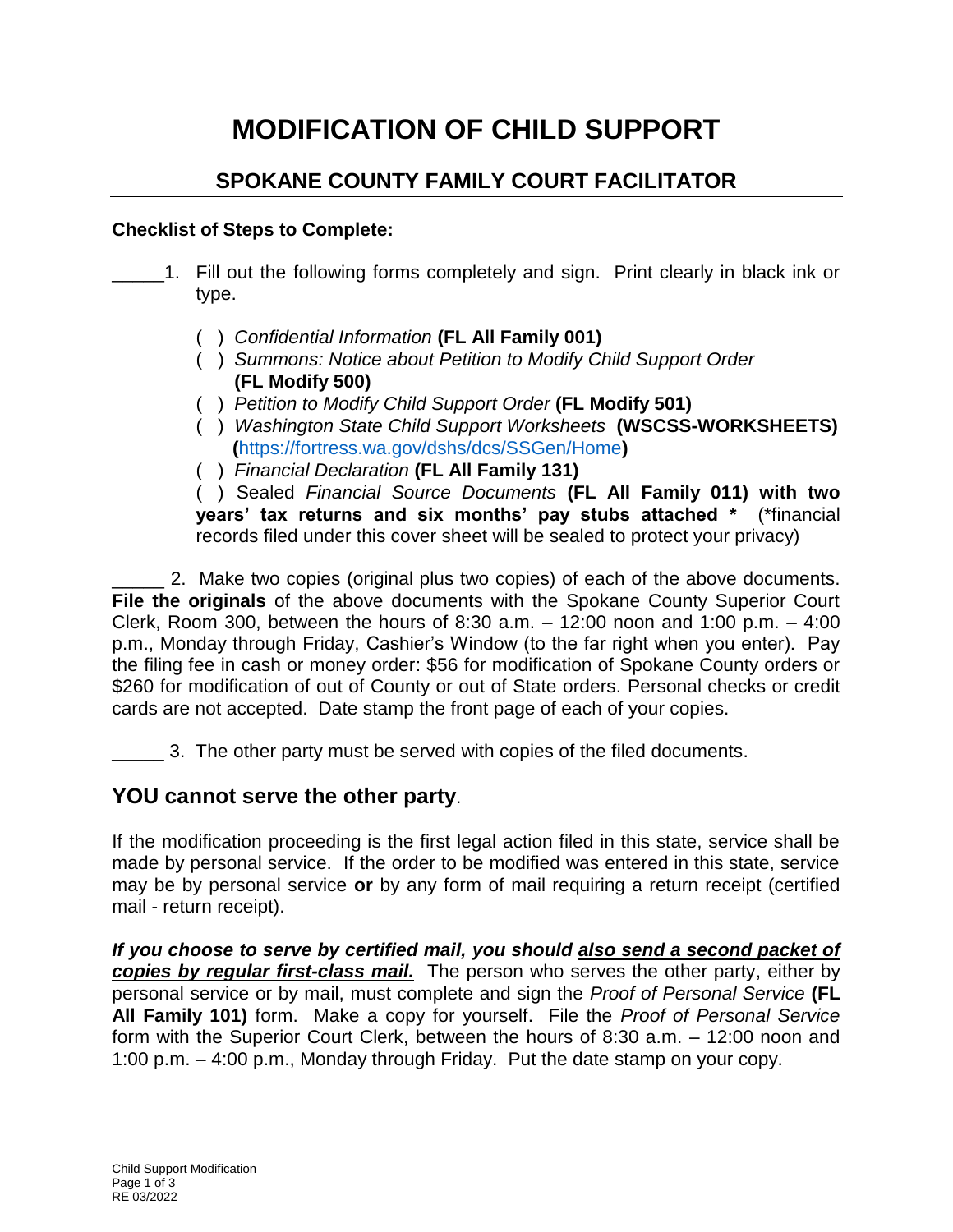# MODIFICATION OF CHILD SUPPORT

## SPOKANE COUNTY FAMILY COURT FACILITATOR

**Checklist of Steps to Complete:**

_____1. Fill out the following forms completely and sign. Print clearly in black ink or type.

- ( ) *Confidential Information* **(FL All Family 001)**
- ( ) *Summons: Notice about Petition to Modify Child Support Order* **(FL Modify 500)**
- ( ) *Petition to Modify Child Support Order* **(FL Modify 501)**
- ( ) *Washington State Child Support Worksheets* **(WSCSS-WORKSHEETS) (**[https://fortress.wa.gov/dshs/dcs/SSGen/Home](https://fortress.wa.gov/dshs/dcs/SSGen/Home)**)**
- ( ) *Financial Declaration* **(FL All Family 131)**
- ( ) Sealed *Financial Source Documents* **(FL All Family 011) with two years' tax returns and six months' pay stubs attached *** (*financial records filed under this cover sheet will be sealed to protect your privacy)

_____ 2. Make two copies (original plus two copies) of each of the above documents. **File the originals** of the above documents with the Spokane County Superior Court Clerk, Room 300, between the hours of 8:30 a.m. – 12:00 noon and 1:00 p.m. – 4:00 p.m., Monday through Friday, Cashier's Window (to the far right when you enter). Pay the filing fee in cash or money order: $56 for modification of Spokane County orders or $260 for modification of out of County or out of State orders. Personal checks or credit cards are not accepted. Date stamp the front page of each of your copies.

_____ 3. The other party must be served with copies of the filed documents.

## YOU cannot serve the other party.

If the modification proceeding is the first legal action filed in this state, service shall be made by personal service. If the order to be modified was entered in this state, service may be by personal service **or** by any form of mail requiring a return receipt (certified mail - return receipt).

***If you choose to serve by certified mail, you should also send a second packet of copies by regular first-class mail.*** The person who serves the other party, either by personal service or by mail, must complete and sign the *Proof of Personal Service* **(FL All Family 101)** form. Make a copy for yourself. File the *Proof of Personal Service* form with the Superior Court Clerk, between the hours of 8:30 a.m. – 12:00 noon and 1:00 p.m. – 4:00 p.m., Monday through Friday. Put the date stamp on your copy.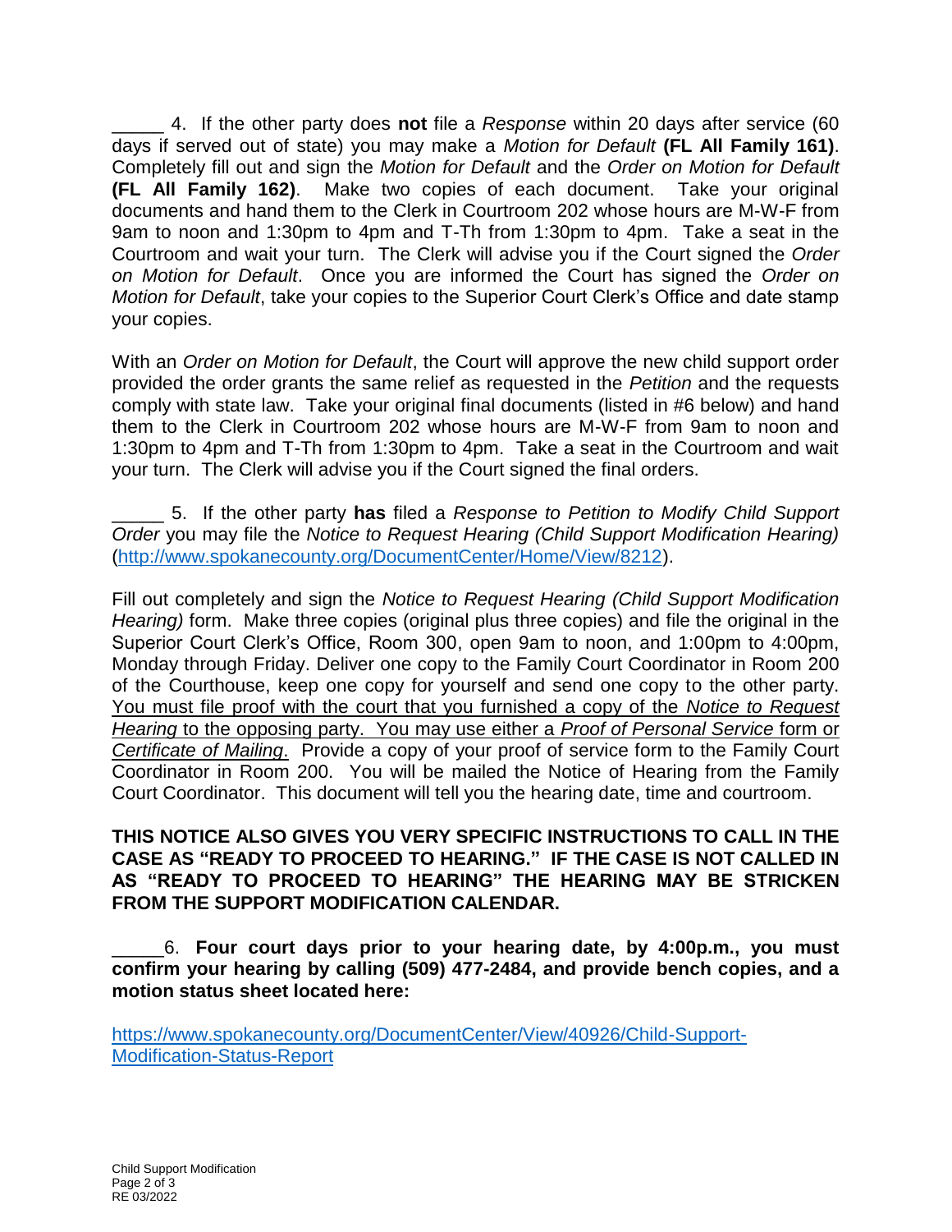_____ 4. If the other party does **not** file a *Response* within 20 days after service (60 days if served out of state) you may make a *Motion for Default* **(FL All Family 161)**. Completely fill out and sign the *Motion for Default* and the *Order on Motion for Default* **(FL All Family 162)**. Make two copies of each document. Take your original documents and hand them to the Clerk in Courtroom 202 whose hours are M-W-F from 9am to noon and 1:30pm to 4pm and T-Th from 1:30pm to 4pm. Take a seat in the Courtroom and wait your turn. The Clerk will advise you if the Court signed the *Order on Motion for Default*. Once you are informed the Court has signed the *Order on Motion for Default*, take your copies to the Superior Court Clerk's Office and date stamp your copies.

With an *Order on Motion for Default*, the Court will approve the new child support order provided the order grants the same relief as requested in the *Petition* and the requests comply with state law. Take your original final documents (listed in #6 below) and hand them to the Clerk in Courtroom 202 whose hours are M-W-F from 9am to noon and 1:30pm to 4pm and T-Th from 1:30pm to 4pm. Take a seat in the Courtroom and wait your turn. The Clerk will advise you if the Court signed the final orders.

_____ 5. If the other party **has** filed a *Response to Petition to Modify Child Support Order* you may file the *Notice to Request Hearing (Child Support Modification Hearing)* (http://www.spokanecounty.org/DocumentCenter/Home/View/8212).

Fill out completely and sign the *Notice to Request Hearing (Child Support Modification Hearing)* form. Make three copies (original plus three copies) and file the original in the Superior Court Clerk's Office, Room 300, open 9am to noon, and 1:00pm to 4:00pm, Monday through Friday. Deliver one copy to the Family Court Coordinator in Room 200 of the Courthouse, keep one copy for yourself and send one copy to the other party. You must file proof with the court that you furnished a copy of the *Notice to Request Hearing* to the opposing party. You may use either a *Proof of Personal Service* form or *Certificate of Mailing*. Provide a copy of your proof of service form to the Family Court Coordinator in Room 200. You will be mailed the Notice of Hearing from the Family Court Coordinator. This document will tell you the hearing date, time and courtroom.

**THIS NOTICE ALSO GIVES YOU VERY SPECIFIC INSTRUCTIONS TO CALL IN THE CASE AS "READY TO PROCEED TO HEARING." IF THE CASE IS NOT CALLED IN AS "READY TO PROCEED TO HEARING" THE HEARING MAY BE STRICKEN FROM THE SUPPORT MODIFICATION CALENDAR.**

_____6. **Four court days prior to your hearing date, by 4:00p.m., you must confirm your hearing by calling (509) 477-2484, and provide bench copies, and a motion status sheet located here:**

https://www.spokanecounty.org/DocumentCenter/View/40926/Child-Support-Modification-Status-Report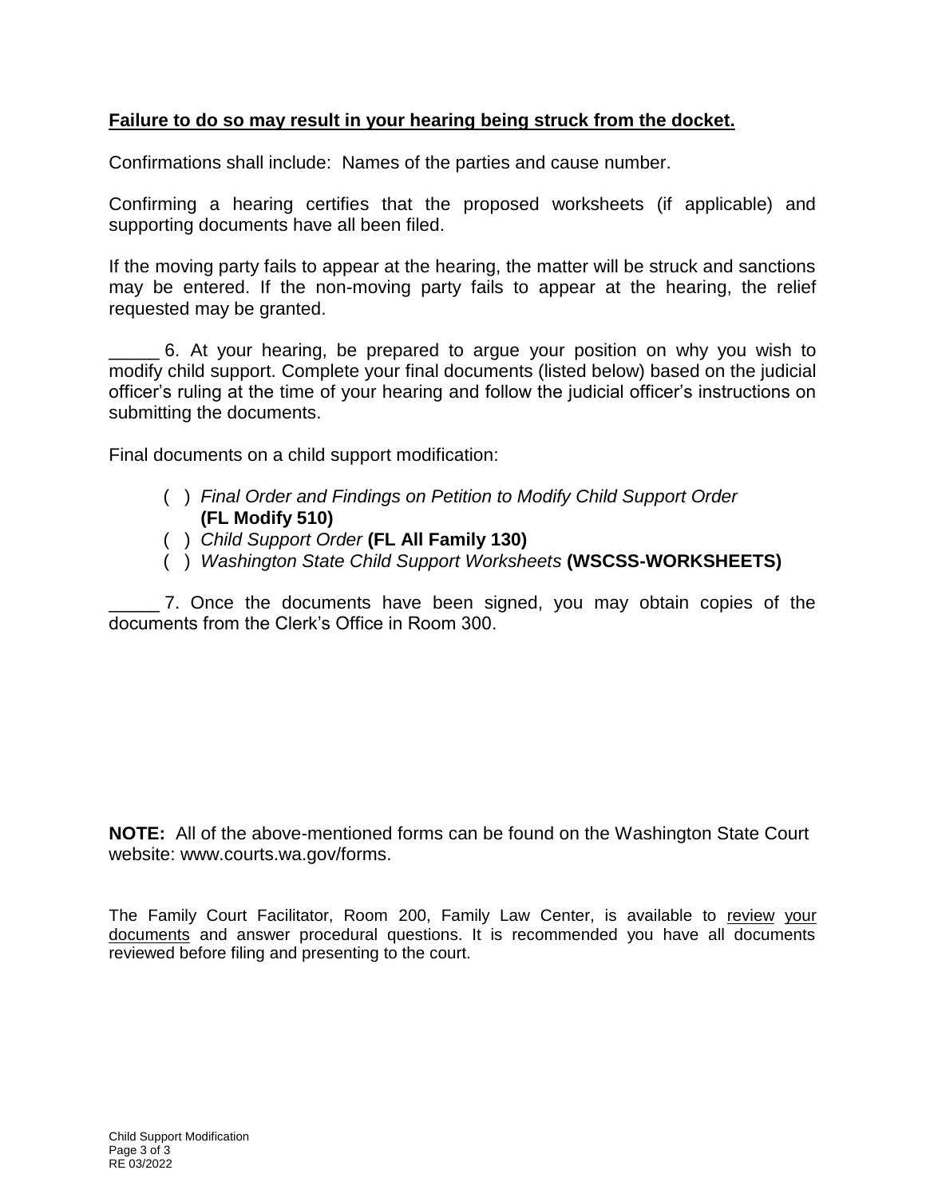**<u>Failure to do so may result in your hearing being struck from the docket.</u>**

Confirmations shall include: Names of the parties and cause number.

Confirming a hearing certifies that the proposed worksheets (if applicable) and supporting documents have all been filed.

If the moving party fails to appear at the hearing, the matter will be struck and sanctions may be entered. If the non-moving party fails to appear at the hearing, the relief requested may be granted.

_____ 6. At your hearing, be prepared to argue your position on why you wish to modify child support. Complete your final documents (listed below) based on the judicial officer's ruling at the time of your hearing and follow the judicial officer's instructions on submitting the documents.

Final documents on a child support modification:

- ( ) *Final Order and Findings on Petition to Modify Child Support Order* **(FL Modify 510)**
- ( ) *Child Support Order* **(FL All Family 130)**
- ( ) *Washington State Child Support Worksheets* **(WSCSS-WORKSHEETS)**

_____ 7. Once the documents have been signed, you may obtain copies of the documents from the Clerk's Office in Room 300.

**NOTE:** All of the above-mentioned forms can be found on the Washington State Court website: www.courts.wa.gov/forms.

The Family Court Facilitator, Room 200, Family Law Center, is available to <u>review your documents</u> and answer procedural questions. It is recommended you have all documents reviewed before filing and presenting to the court.

Child Support Modification
RE 03/2022